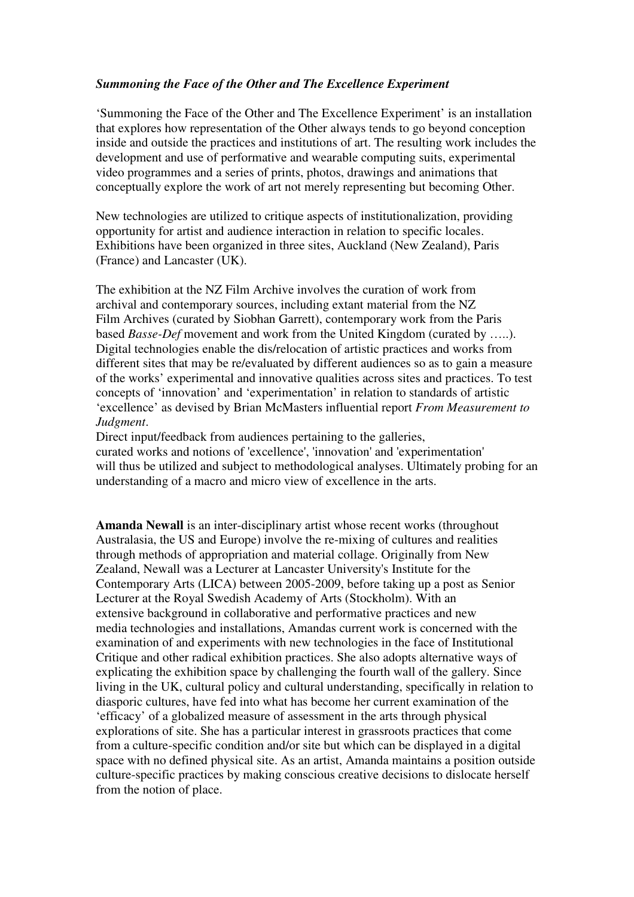***Summoning the Face of the Other and The Excellence Experiment***

'Summoning the Face of the Other and The Excellence Experiment' is an installation that explores how representation of the Other always tends to go beyond conception inside and outside the practices and institutions of art. The resulting work includes the development and use of performative and wearable computing suits, experimental video programmes and a series of prints, photos, drawings and animations that conceptually explore the work of art not merely representing but becoming Other.

New technologies are utilized to critique aspects of institutionalization, providing opportunity for artist and audience interaction in relation to specific locales. Exhibitions have been organized in three sites, Auckland (New Zealand), Paris (France) and Lancaster (UK).

The exhibition at the NZ Film Archive involves the curation of work from archival and contemporary sources, including extant material from the NZ Film Archives (curated by Siobhan Garrett), contemporary work from the Paris based *Basse-Def* movement and work from the United Kingdom (curated by …..). Digital technologies enable the dis/relocation of artistic practices and works from different sites that may be re/evaluated by different audiences so as to gain a measure of the works' experimental and innovative qualities across sites and practices. To test concepts of 'innovation' and 'experimentation' in relation to standards of artistic 'excellence' as devised by Brian McMasters influential report *From Measurement to Judgment*.
Direct input/feedback from audiences pertaining to the galleries, curated works and notions of 'excellence', 'innovation' and 'experimentation' will thus be utilized and subject to methodological analyses. Ultimately probing for an understanding of a macro and micro view of excellence in the arts.

**Amanda Newall** is an inter-disciplinary artist whose recent works (throughout Australasia, the US and Europe) involve the re-mixing of cultures and realities through methods of appropriation and material collage. Originally from New Zealand, Newall was a Lecturer at Lancaster University's Institute for the Contemporary Arts (LICA) between 2005-2009, before taking up a post as Senior Lecturer at the Royal Swedish Academy of Arts (Stockholm). With an extensive background in collaborative and performative practices and new media technologies and installations, Amandas current work is concerned with the examination of and experiments with new technologies in the face of Institutional Critique and other radical exhibition practices. She also adopts alternative ways of explicating the exhibition space by challenging the fourth wall of the gallery. Since living in the UK, cultural policy and cultural understanding, specifically in relation to diasporic cultures, have fed into what has become her current examination of the 'efficacy' of a globalized measure of assessment in the arts through physical explorations of site. She has a particular interest in grassroots practices that come from a culture-specific condition and/or site but which can be displayed in a digital space with no defined physical site. As an artist, Amanda maintains a position outside culture-specific practices by making conscious creative decisions to dislocate herself from the notion of place.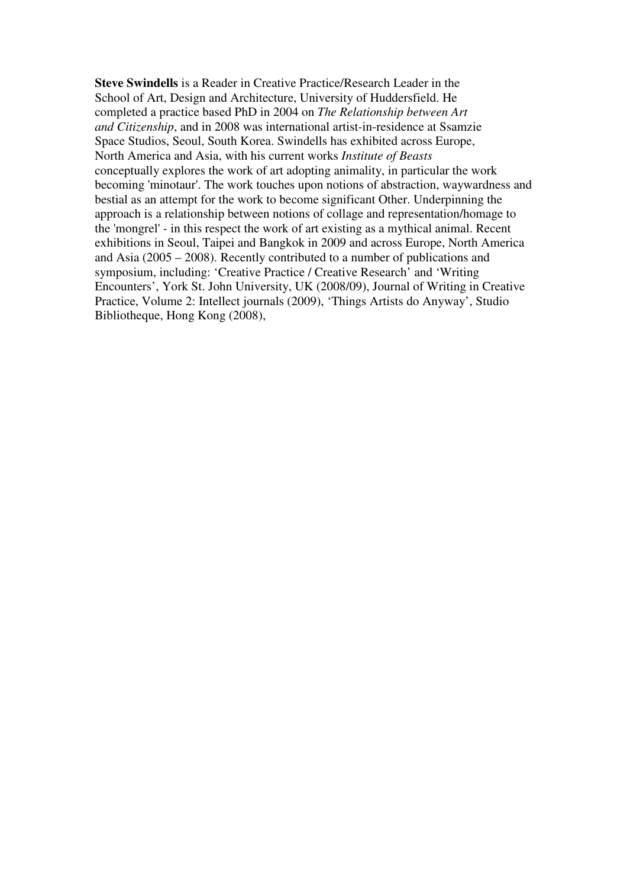**Steve Swindells** is a Reader in Creative Practice/Research Leader in the School of Art, Design and Architecture, University of Huddersfield. He completed a practice based PhD in 2004 on *The Relationship between Art and Citizenship*, and in 2008 was international artist-in-residence at Ssamzie Space Studios, Seoul, South Korea. Swindells has exhibited across Europe, North America and Asia, with his current works *Institute of Beasts* conceptually explores the work of art adopting animality, in particular the work becoming 'minotaur'. The work touches upon notions of abstraction, waywardness and bestial as an attempt for the work to become significant Other. Underpinning the approach is a relationship between notions of collage and representation/homage to the 'mongrel' - in this respect the work of art existing as a mythical animal. Recent exhibitions in Seoul, Taipei and Bangkok in 2009 and across Europe, North America and Asia (2005 – 2008). Recently contributed to a number of publications and symposium, including: 'Creative Practice / Creative Research' and 'Writing Encounters', York St. John University, UK (2008/09), Journal of Writing in Creative Practice, Volume 2: Intellect journals (2009), 'Things Artists do Anyway', Studio Bibliotheque, Hong Kong (2008),